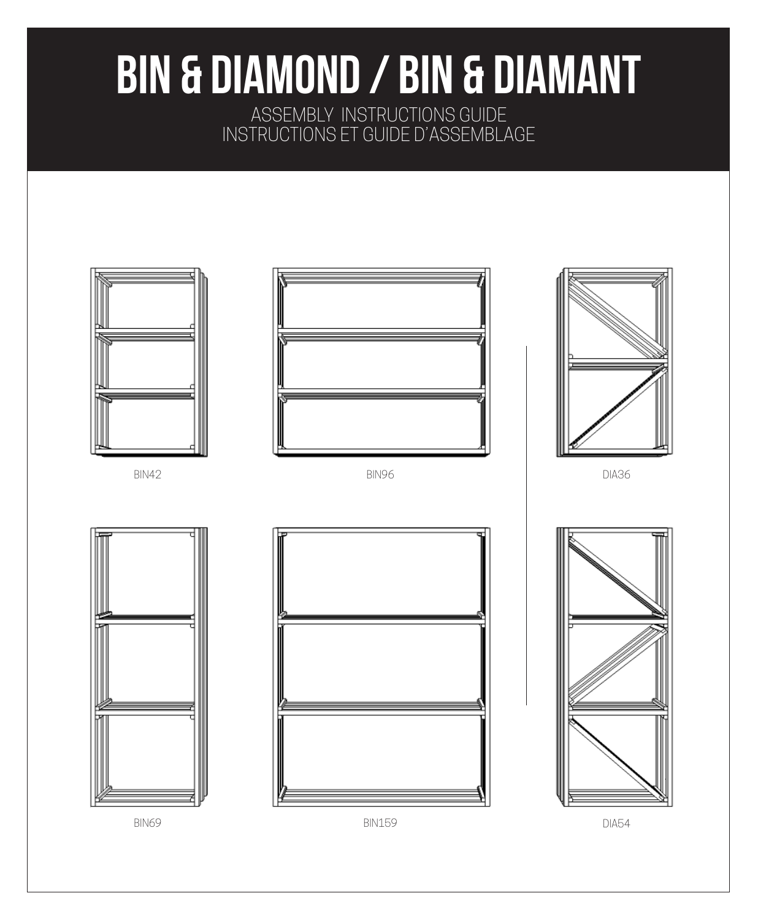# BIN & DIAMOND / BIN & DIAMANT

ASSEMBLY INSTRUCTIONS GUIDE
INSTRUCTIONS ET GUIDE D'ASSEMBLAGE

BIN42

BIN96

DIA36

BIN69

BIN159

DIA54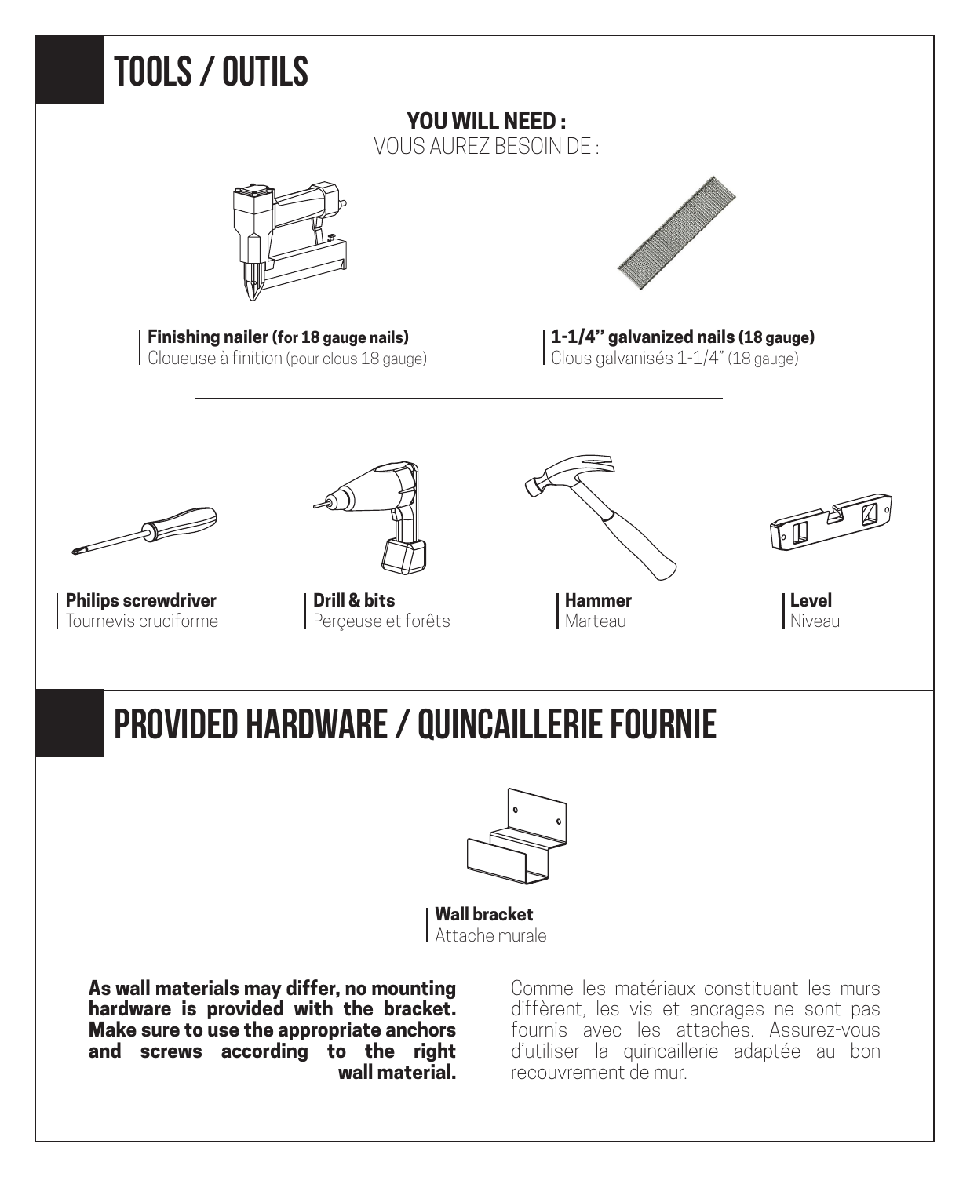# TOOLS / OUTILS

**YOU WILL NEED :**
VOUS AUREZ BESOIN DE :

**Finishing nailer (for 18 gauge nails)**
Cloueuse à finition (pour clous 18 gauge)

**1-1/4'' galvanized nails (18 gauge)**
Clous galvanisés 1-1/4" (18 gauge)

**Philips screwdriver**
Tournevis cruciforme

**Drill & bits**
Perçeuse et forêts

**Hammer**
Marteau

**Level**
Niveau

# PROVIDED HARDWARE / QUINCAILLERIE FOURNIE

**Wall bracket**
Attache murale

**As wall materials may differ, no mounting hardware is provided with the bracket. Make sure to use the appropriate anchors and screws according to the right wall material.**

Comme les matériaux constituant les murs diffèrent, les vis et ancrages ne sont pas fournis avec les attaches. Assurez-vous d'utiliser la quincaillerie adaptée au bon recouvrement de mur.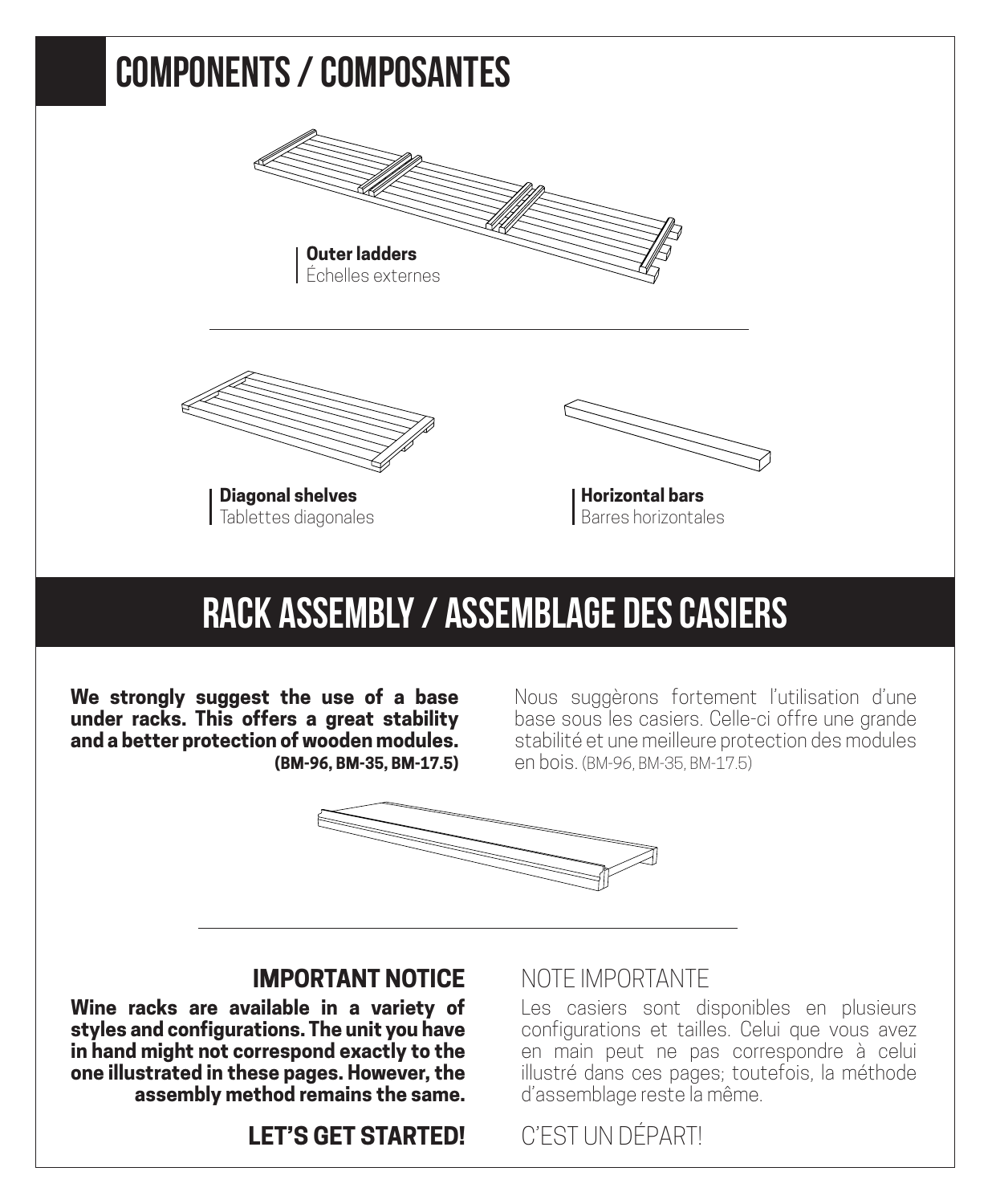# COMPONENTS / COMPOSANTES

**Outer ladders**
Échelles externes

**Diagonal shelves**
Tablettes diagonales

**Horizontal bars**
Barres horizontales

# RACK ASSEMBLY / ASSEMBLAGE DES CASIERS

**We strongly suggest the use of a base under racks. This offers a great stability and a better protection of wooden modules. (BM-96, BM-35, BM-17.5)**

Nous suggèrons fortement l'utilisation d'une base sous les casiers. Celle-ci offre une grande stabilité et une meilleure protection des modules en bois. (BM-96, BM-35, BM-17.5)

## IMPORTANT NOTICE

**Wine racks are available in a variety of styles and configurations. The unit you have in hand might not correspond exactly to the one illustrated in these pages. However, the assembly method remains the same.**

**LET'S GET STARTED!**

## NOTE IMPORTANTE

Les casiers sont disponibles en plusieurs configurations et tailles. Celui que vous avez en main peut ne pas correspondre à celui illustré dans ces pages; toutefois, la méthode d'assemblage reste la même.

C'EST UN DÉPART!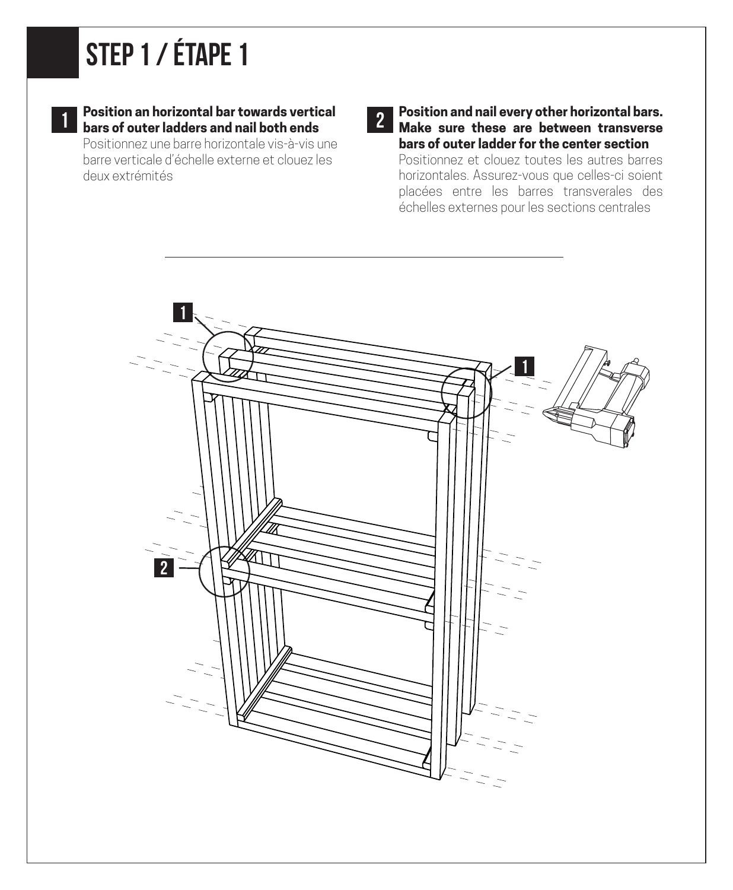# STEP 1 / ÉTAPE 1

**1** **Position an horizontal bar towards vertical bars of outer ladders and nail both ends**

Positionnez une barre horizontale vis-à-vis une barre verticale d'échelle externe et clouez les deux extrémités

**2** **Position and nail every other horizontal bars. Make sure these are between transverse bars of outer ladder for the center section**

Positionnez et clouez toutes les autres barres horizontales. Assurez-vous que celles-ci soient placées entre les barres transverales des échelles externes pour les sections centrales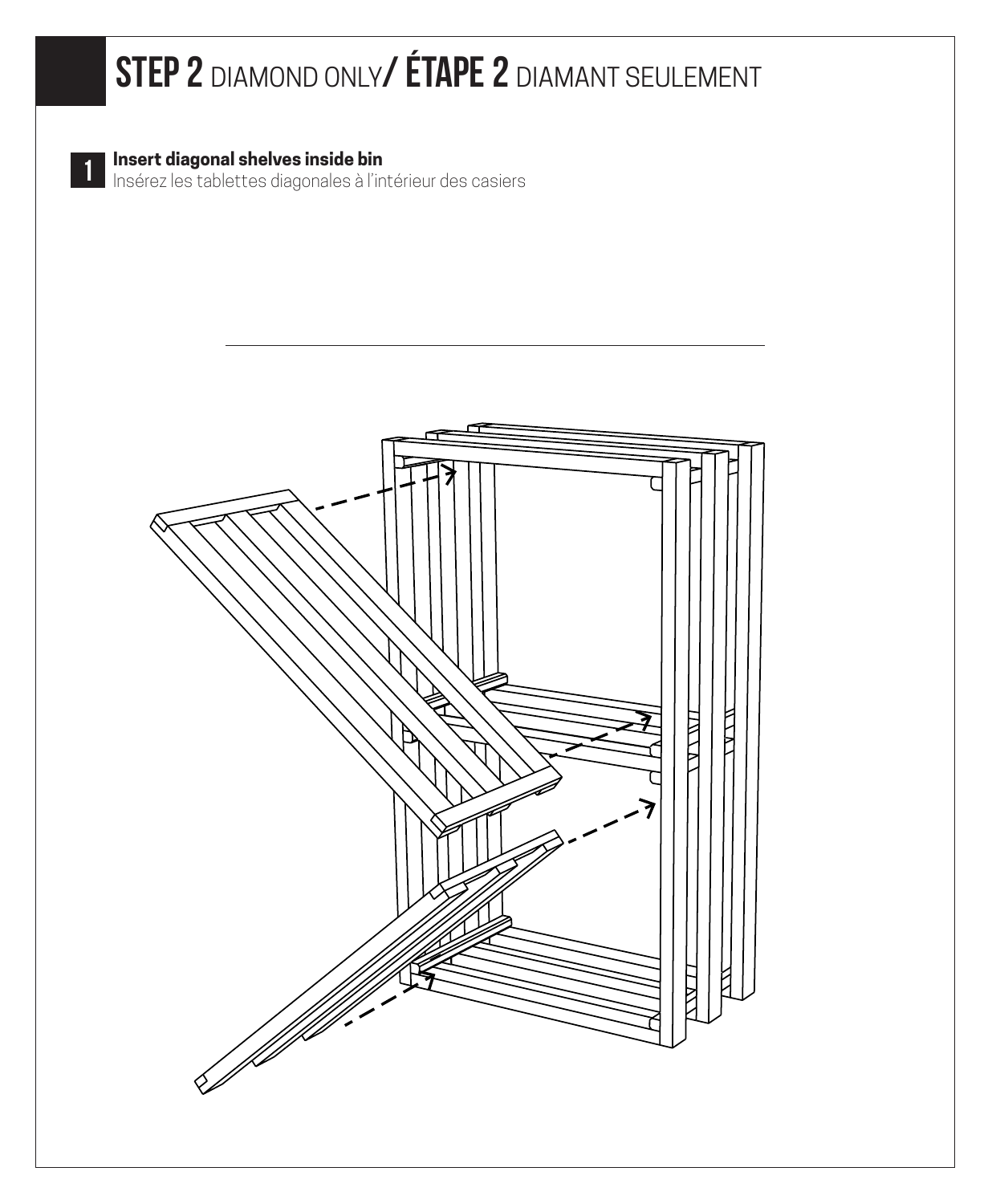# STEP 2 DIAMOND ONLY/ ÉTAPE 2 DIAMANT SEULEMENT

**1** **Insert diagonal shelves inside bin**
Insérez les tablettes diagonales à l'intérieur des casiers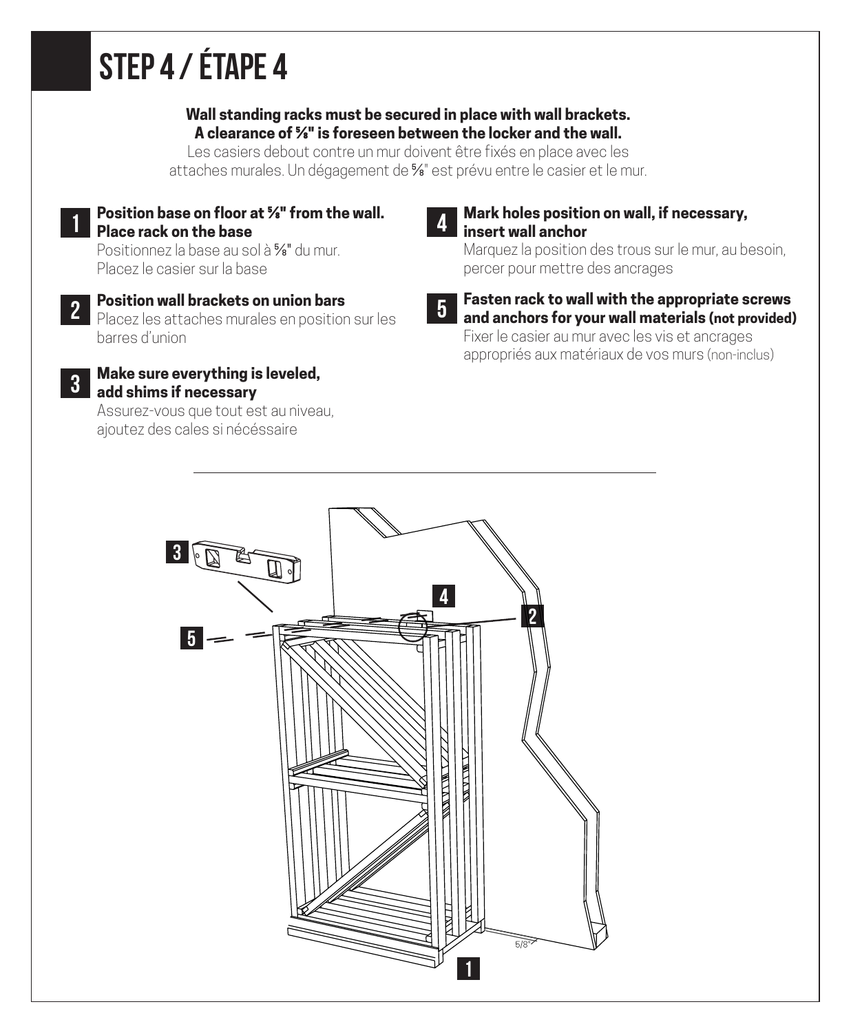# STEP 4 / ÉTAPE 4

**Wall standing racks must be secured in place with wall brackets.**
**A clearance of ⅝" is foreseen between the locker and the wall.**

Les casiers debout contre un mur doivent être fixés en place avec les attaches murales. Un dégagement de ⅝" est prévu entre le casier et le mur.

1. **Position base on floor at ⅝" from the wall. Place rack on the base**
   Positionnez la base au sol à ⅝" du mur. Placez le casier sur la base

2. **Position wall brackets on union bars**
   Placez les attaches murales en position sur les barres d'union

3. **Make sure everything is leveled, add shims if necessary**
   Assurez-vous que tout est au niveau, ajoutez des cales si nécéssaire

4. **Mark holes position on wall, if necessary, insert wall anchor**
   Marquez la position des trous sur le mur, au besoin, percer pour mettre des ancrages

5. **Fasten rack to wall with the appropriate screws and anchors for your wall materials (not provided)**
   Fixer le casier au mur avec les vis et ancrages appropriés aux matériaux de vos murs (non-inclus)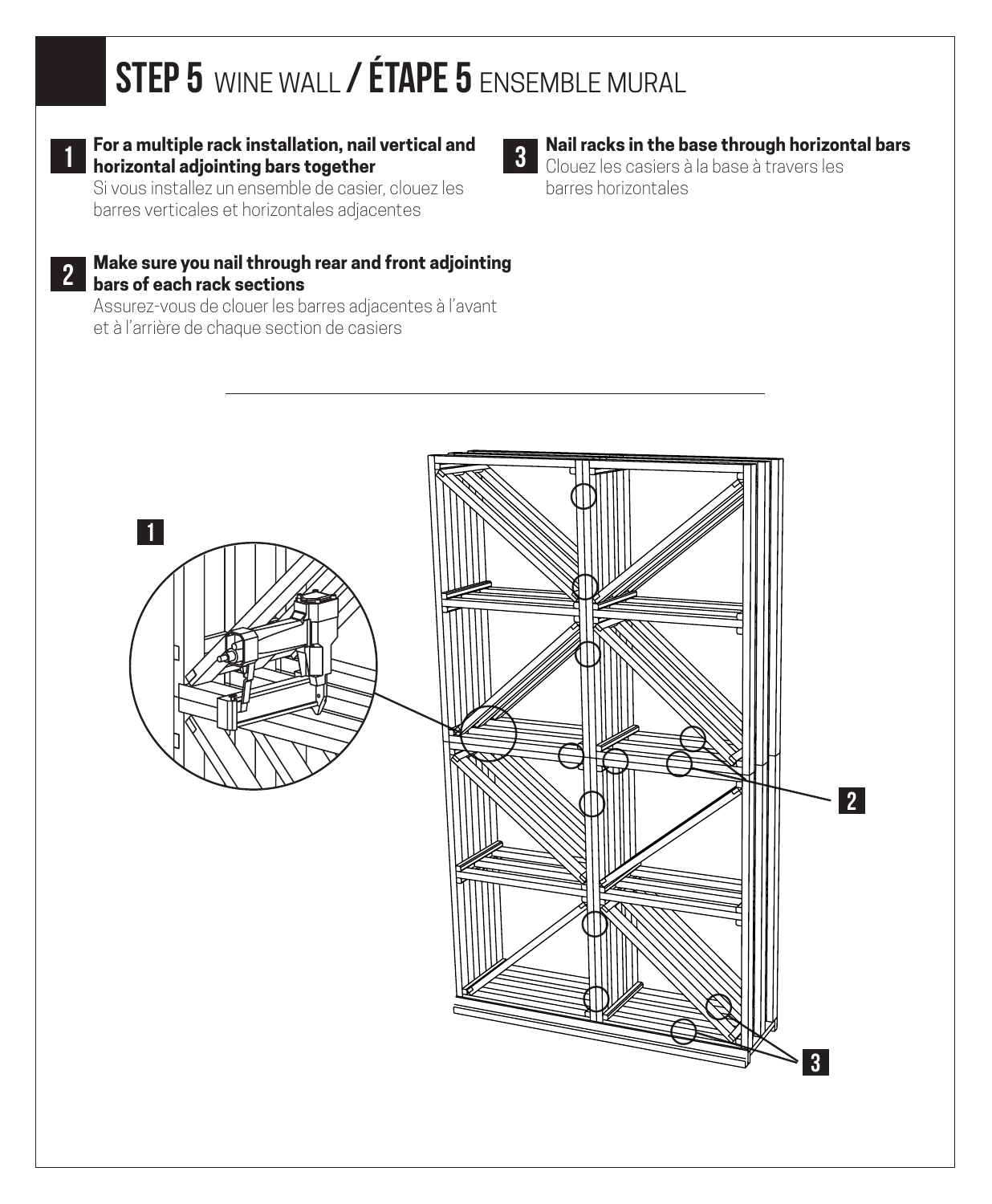# STEP 5 WINE WALL / ÉTAPE 5 ENSEMBLE MURAL

**1** **For a multiple rack installation, nail vertical and horizontal adjointing bars together**
Si vous installez un ensemble de casier, clouez les barres verticales et horizontales adjacentes

**2** **Make sure you nail through rear and front adjointing bars of each rack sections**
Assurez-vous de clouer les barres adjacentes à l'avant et à l'arrière de chaque section de casiers

**3** **Nail racks in the base through horizontal bars**
Clouez les casiers à la base à travers les barres horizontales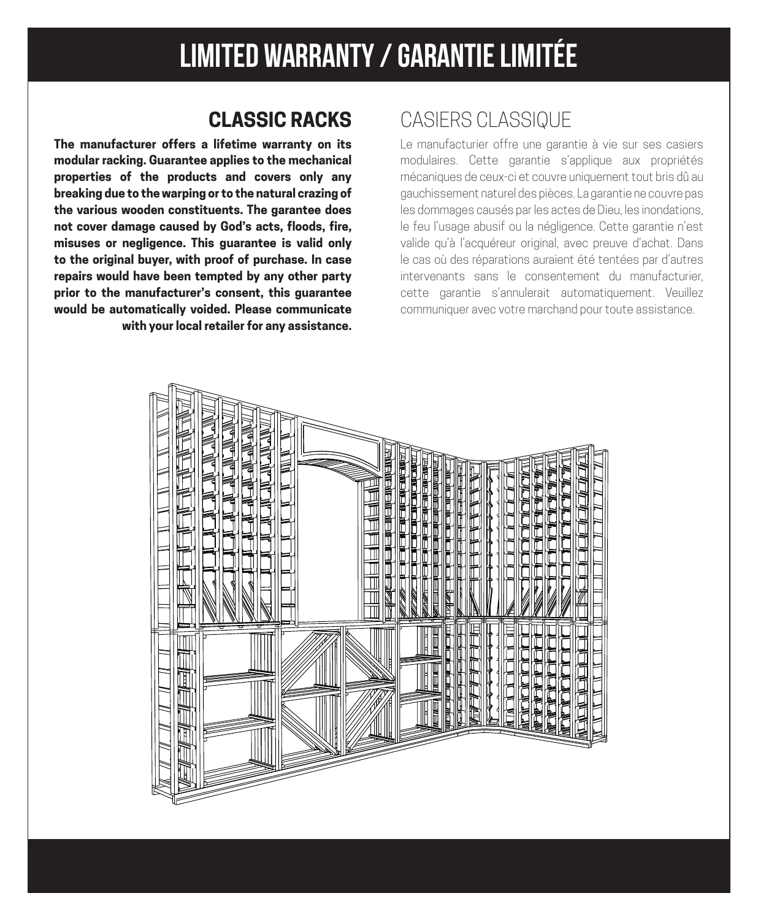# LIMITED WARRANTY / GARANTIE LIMITÉE

## CLASSIC RACKS

**The manufacturer offers a lifetime warranty on its modular racking. Guarantee applies to the mechanical properties of the products and covers only any breaking due to the warping or to the natural crazing of the various wooden constituents. The garantee does not cover damage caused by God's acts, floods, fire, misuses or negligence. This guarantee is valid only to the original buyer, with proof of purchase. In case repairs would have been tempted by any other party prior to the manufacturer's consent, this guarantee would be automatically voided. Please communicate with your local retailer for any assistance.**

## CASIERS CLASSIQUE

Le manufacturier offre une garantie à vie sur ses casiers modulaires. Cette garantie s'applique aux propriétés mécaniques de ceux-ci et couvre uniquement tout bris dû au gauchissement naturel des pièces. La garantie ne couvre pas les dommages causés par les actes de Dieu, les inondations, le feu l'usage abusif ou la négligence. Cette garantie n'est valide qu'à l'acquéreur original, avec preuve d'achat. Dans le cas où des réparations auraient été tentées par d'autres intervenants sans le consentement du manufacturier, cette garantie s'annulerait automatiquement. Veuillez communiquer avec votre marchand pour toute assistance.